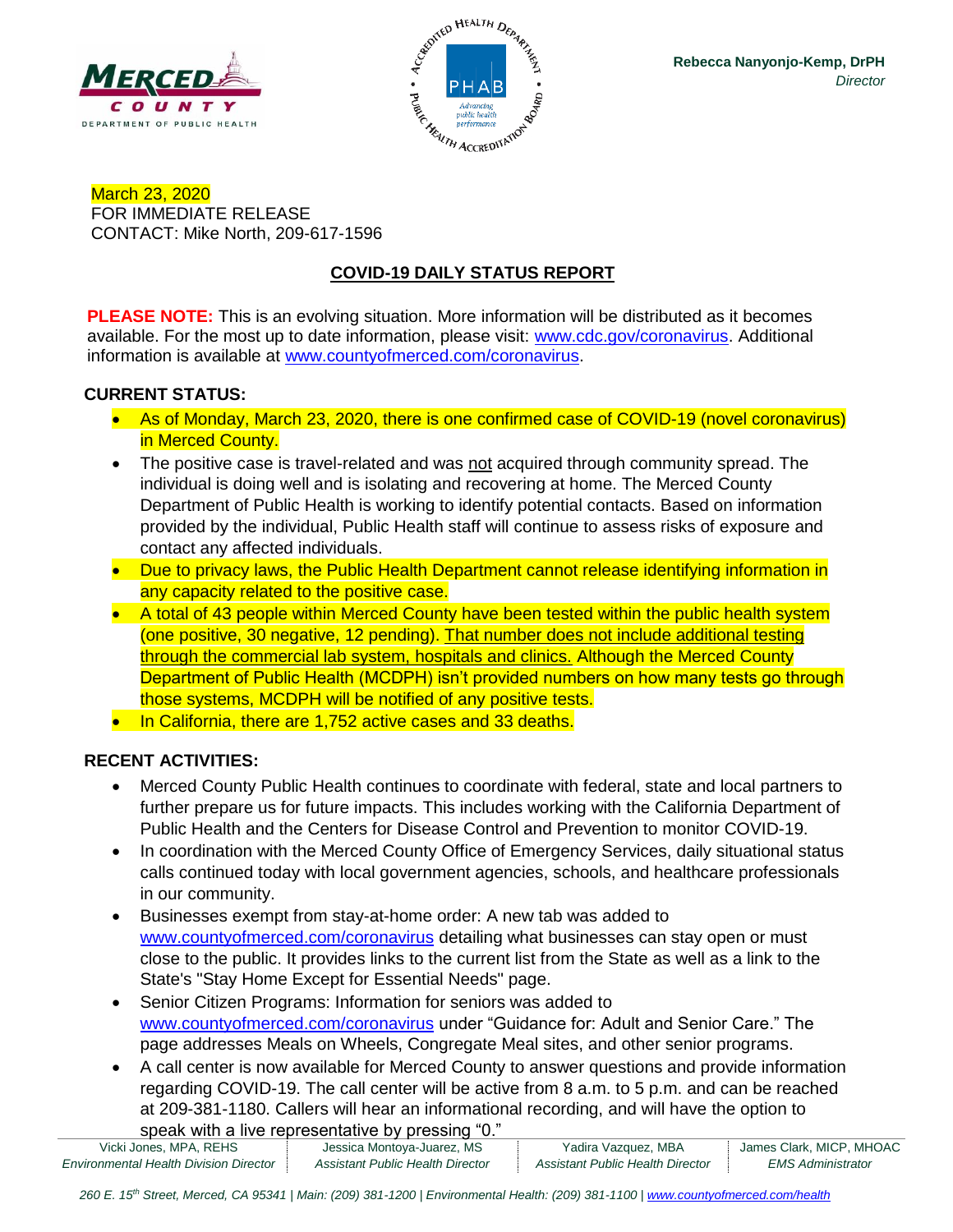Rebecca Nanyonjo-Kemp, DrPH
*Director*

March 23, 2020
FOR IMMEDIATE RELEASE
CONTACT: Mike North, 209-617-1596

## COVID-19 DAILY STATUS REPORT

**PLEASE NOTE:** This is an evolving situation. More information will be distributed as it becomes available. For the most up to date information, please visit: www.cdc.gov/coronavirus. Additional information is available at www.countyofmerced.com/coronavirus.

**CURRENT STATUS:**

- As of Monday, March 23, 2020, there is one confirmed case of COVID-19 (novel coronavirus) in Merced County.
- The positive case is travel-related and was not acquired through community spread. The individual is doing well and is isolating and recovering at home. The Merced County Department of Public Health is working to identify potential contacts. Based on information provided by the individual, Public Health staff will continue to assess risks of exposure and contact any affected individuals.
- Due to privacy laws, the Public Health Department cannot release identifying information in any capacity related to the positive case.
- A total of 43 people within Merced County have been tested within the public health system (one positive, 30 negative, 12 pending). That number does not include additional testing through the commercial lab system, hospitals and clinics. Although the Merced County Department of Public Health (MCDPH) isn't provided numbers on how many tests go through those systems, MCDPH will be notified of any positive tests.
- In California, there are 1,752 active cases and 33 deaths.

**RECENT ACTIVITIES:**

- Merced County Public Health continues to coordinate with federal, state and local partners to further prepare us for future impacts. This includes working with the California Department of Public Health and the Centers for Disease Control and Prevention to monitor COVID-19.
- In coordination with the Merced County Office of Emergency Services, daily situational status calls continued today with local government agencies, schools, and healthcare professionals in our community.
- Businesses exempt from stay-at-home order: A new tab was added to www.countyofmerced.com/coronavirus detailing what businesses can stay open or must close to the public. It provides links to the current list from the State as well as a link to the State's "Stay Home Except for Essential Needs" page.
- Senior Citizen Programs: Information for seniors was added to www.countyofmerced.com/coronavirus under "Guidance for: Adult and Senior Care." The page addresses Meals on Wheels, Congregate Meal sites, and other senior programs.
- A call center is now available for Merced County to answer questions and provide information regarding COVID-19. The call center will be active from 8 a.m. to 5 p.m. and can be reached at 209-381-1180. Callers will hear an informational recording, and will have the option to speak with a live representative by pressing "0."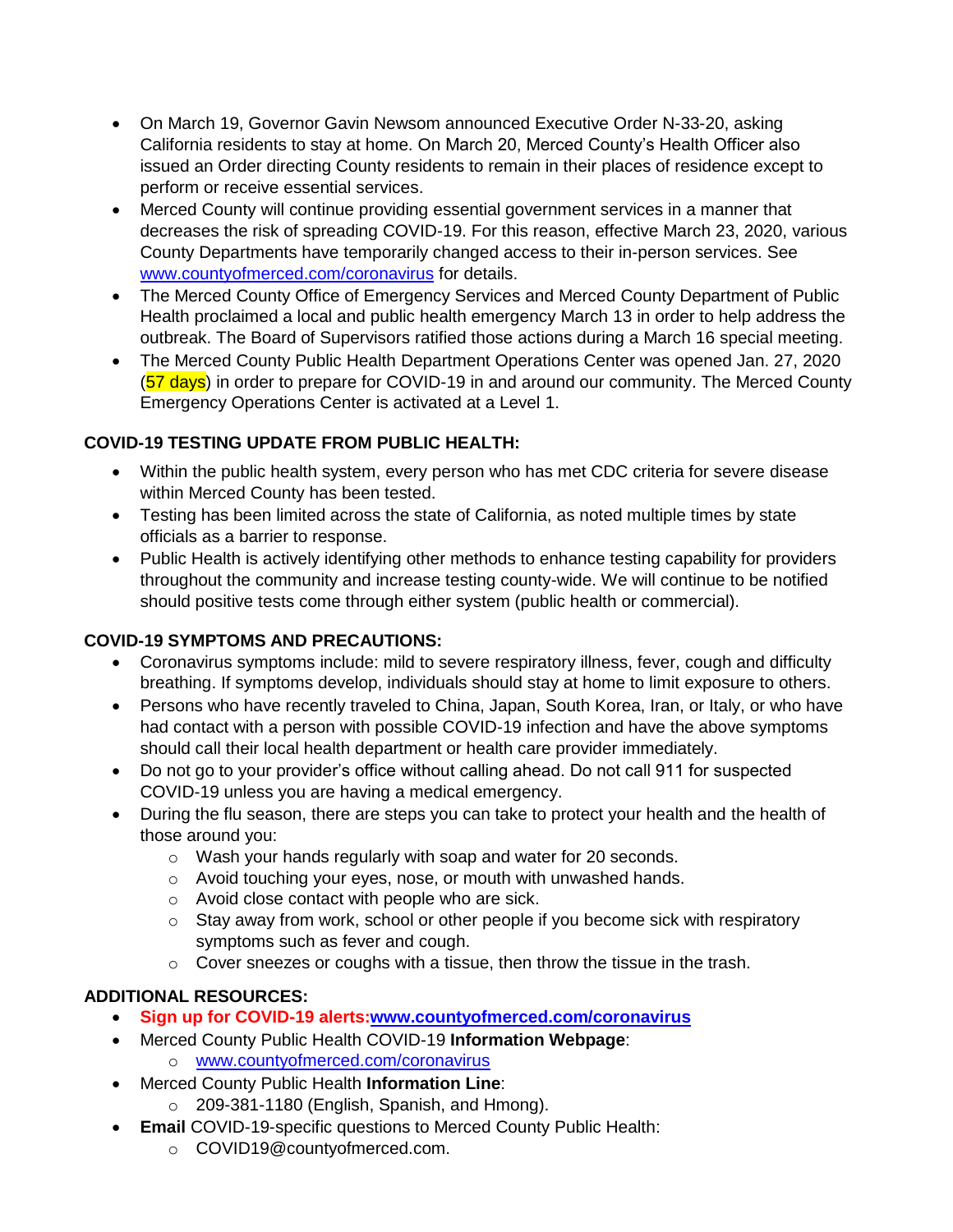- On March 19, Governor Gavin Newsom announced Executive Order N-33-20, asking California residents to stay at home. On March 20, Merced County's Health Officer also issued an Order directing County residents to remain in their places of residence except to perform or receive essential services.
- Merced County will continue providing essential government services in a manner that decreases the risk of spreading COVID-19. For this reason, effective March 23, 2020, various County Departments have temporarily changed access to their in-person services. See [www.countyofmerced.com/coronavirus](www.countyofmerced.com/coronavirus) for details.
- The Merced County Office of Emergency Services and Merced County Department of Public Health proclaimed a local and public health emergency March 13 in order to help address the outbreak. The Board of Supervisors ratified those actions during a March 16 special meeting.
- The Merced County Public Health Department Operations Center was opened Jan. 27, 2020 (57 days) in order to prepare for COVID-19 in and around our community. The Merced County Emergency Operations Center is activated at a Level 1.

**COVID-19 TESTING UPDATE FROM PUBLIC HEALTH:**

- Within the public health system, every person who has met CDC criteria for severe disease within Merced County has been tested.
- Testing has been limited across the state of California, as noted multiple times by state officials as a barrier to response.
- Public Health is actively identifying other methods to enhance testing capability for providers throughout the community and increase testing county-wide. We will continue to be notified should positive tests come through either system (public health or commercial).

**COVID-19 SYMPTOMS AND PRECAUTIONS:**

- Coronavirus symptoms include: mild to severe respiratory illness, fever, cough and difficulty breathing. If symptoms develop, individuals should stay at home to limit exposure to others.
- Persons who have recently traveled to China, Japan, South Korea, Iran, or Italy, or who have had contact with a person with possible COVID-19 infection and have the above symptoms should call their local health department or health care provider immediately.
- Do not go to your provider's office without calling ahead. Do not call 911 for suspected COVID-19 unless you are having a medical emergency.
- During the flu season, there are steps you can take to protect your health and the health of those around you:
  - Wash your hands regularly with soap and water for 20 seconds.
  - Avoid touching your eyes, nose, or mouth with unwashed hands.
  - Avoid close contact with people who are sick.
  - Stay away from work, school or other people if you become sick with respiratory symptoms such as fever and cough.
  - Cover sneezes or coughs with a tissue, then throw the tissue in the trash.

**ADDITIONAL RESOURCES:**

- **Sign up for COVID-19 alerts:[www.countyofmerced.com/coronavirus](www.countyofmerced.com/coronavirus)**
- Merced County Public Health COVID-19 **Information Webpage**:
  - [www.countyofmerced.com/coronavirus](www.countyofmerced.com/coronavirus)
- Merced County Public Health **Information Line**:
  - 209-381-1180 (English, Spanish, and Hmong).
- **Email** COVID-19-specific questions to Merced County Public Health:
  - COVID19@countyofmerced.com.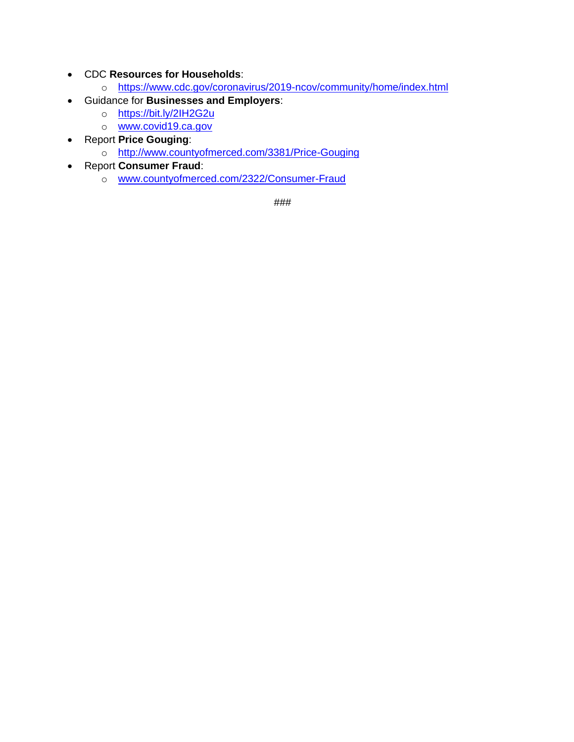- CDC **Resources for Households**:
  - https://www.cdc.gov/coronavirus/2019-ncov/community/home/index.html
- Guidance for **Businesses and Employers**:
  - https://bit.ly/2IH2G2u
  - www.covid19.ca.gov
- Report **Price Gouging**:
  - http://www.countyofmerced.com/3381/Price-Gouging
- Report **Consumer Fraud**:
  - www.countyofmerced.com/2322/Consumer-Fraud

###